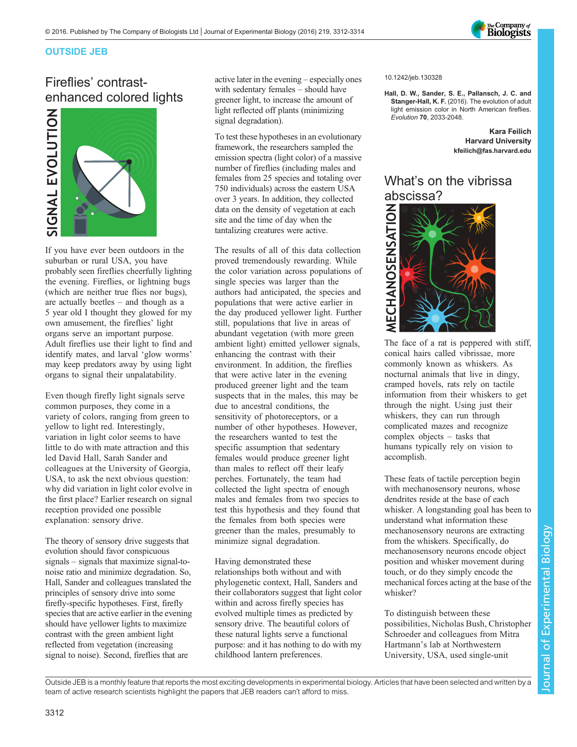OUTSIDE JEB

# Fireflies' contrast-enhanced colored lights

SIGNAL EVOLUTION

If you have ever been outdoors in the suburban or rural USA, you have probably seen fireflies cheerfully lighting the evening. Fireflies, or lightning bugs (which are neither true flies nor bugs), are actually beetles – and though as a 5 year old I thought they glowed for my own amusement, the fireflies' light organs serve an important purpose. Adult fireflies use their light to find and identify mates, and larval 'glow worms' may keep predators away by using light organs to signal their unpalatability.

Even though firefly light signals serve common purposes, they come in a variety of colors, ranging from green to yellow to light red. Interestingly, variation in light color seems to have little to do with mate attraction and this led David Hall, Sarah Sander and colleagues at the University of Georgia, USA, to ask the next obvious question: why did variation in light color evolve in the first place? Earlier research on signal reception provided one possible explanation: sensory drive.

The theory of sensory drive suggests that evolution should favor conspicuous signals – signals that maximize signal-to-noise ratio and minimize degradation. So, Hall, Sander and colleagues translated the principles of sensory drive into some firefly-specific hypotheses. First, firefly species that are active earlier in the evening should have yellower lights to maximize contrast with the green ambient light reflected from vegetation (increasing signal to noise). Second, fireflies that are active later in the evening – especially ones with sedentary females – should have greener light, to increase the amount of light reflected off plants (minimizing signal degradation).

To test these hypotheses in an evolutionary framework, the researchers sampled the emission spectra (light color) of a massive number of fireflies (including males and females from 25 species and totaling over 750 individuals) across the eastern USA over 3 years. In addition, they collected data on the density of vegetation at each site and the time of day when the tantalizing creatures were active.

The results of all of this data collection proved tremendously rewarding. While the color variation across populations of single species was larger than the authors had anticipated, the species and populations that were active earlier in the day produced yellower light. Further still, populations that live in areas of abundant vegetation (with more green ambient light) emitted yellower signals, enhancing the contrast with their environment. In addition, the fireflies that were active later in the evening produced greener light and the team suspects that in the males, this may be due to ancestral conditions, the sensitivity of photoreceptors, or a number of other hypotheses. However, the researchers wanted to test the specific assumption that sedentary females would produce greener light than males to reflect off their leafy perches. Fortunately, the team had collected the light spectra of enough males and females from two species to test this hypothesis and they found that the females from both species were greener than the males, presumably to minimize signal degradation.

Having demonstrated these relationships both without and with phylogenetic context, Hall, Sanders and their collaborators suggest that light color within and across firefly species has evolved multiple times as predicted by sensory drive. The beautiful colors of these natural lights serve a functional purpose: and it has nothing to do with my childhood lantern preferences.

10.1242/jeb.130328

**Hall, D. W., Sander, S. E., Pallansch, J. C. and Stanger-Hall, K. F.** (2016). The evolution of adult light emission color in North American fireflies. *Evolution* **70**, 2033-2048.

**Kara Feilich**
**Harvard University**
**kfeilich@fas.harvard.edu**

# What's on the vibrissa abscissa?

MECHANOSENSATION

The face of a rat is peppered with stiff, conical hairs called vibrissae, more commonly known as whiskers. As nocturnal animals that live in dingy, cramped hovels, rats rely on tactile information from their whiskers to get through the night. Using just their whiskers, they can run through complicated mazes and recognize complex objects – tasks that humans typically rely on vision to accomplish.

These feats of tactile perception begin with mechanosensory neurons, whose dendrites reside at the base of each whisker. A longstanding goal has been to understand what information these mechanosensory neurons are extracting from the whiskers. Specifically, do mechanosensory neurons encode object position and whisker movement during touch, or do they simply encode the mechanical forces acting at the base of the whisker?

To distinguish between these possibilities, Nicholas Bush, Christopher Schroeder and colleagues from Mitra Hartmann's lab at Northwestern University, USA, used single-unit

Outside JEB is a monthly feature that reports the most exciting developments in experimental biology. Articles that have been selected and written by a team of active research scientists highlight the papers that JEB readers can't afford to miss.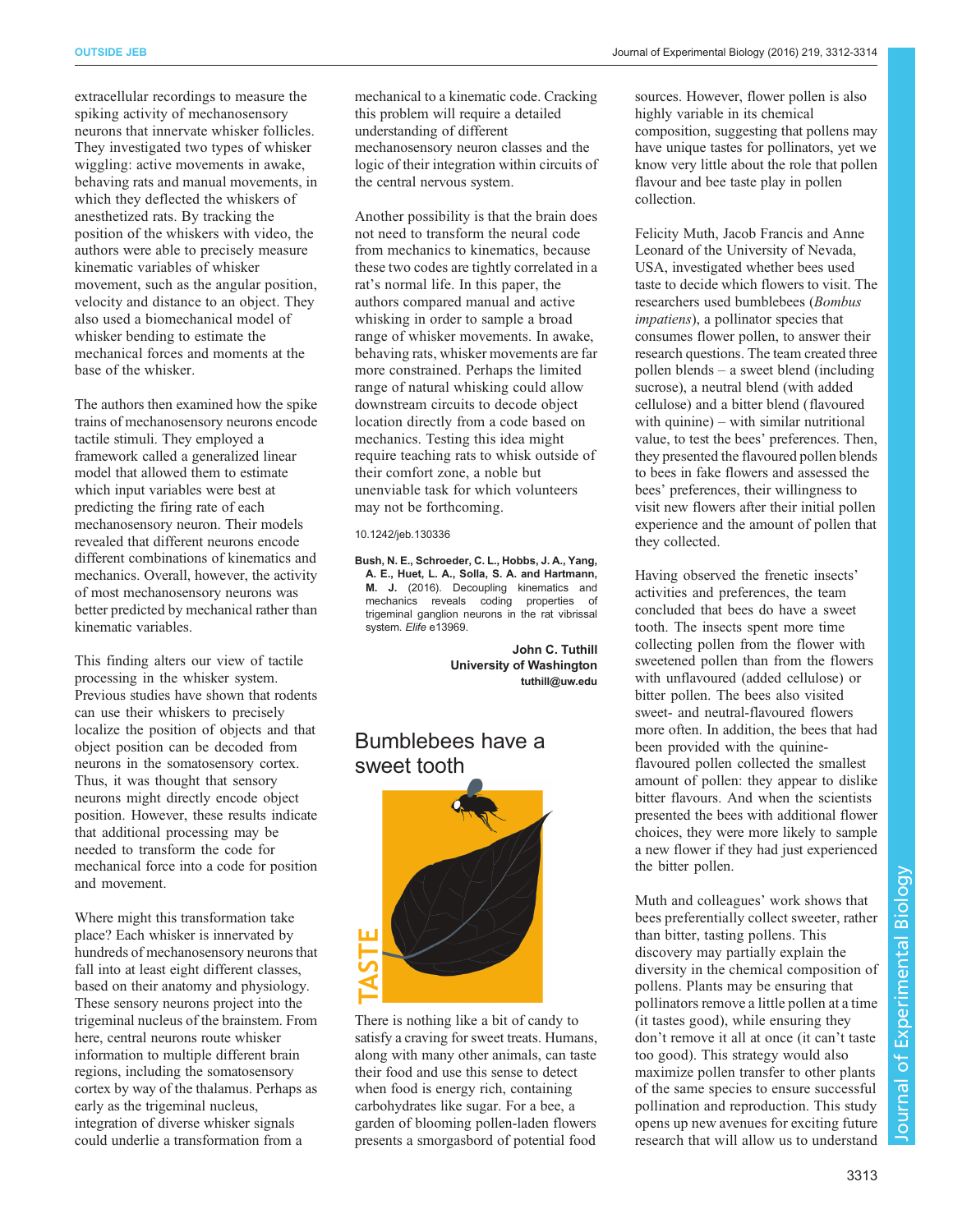extracellular recordings to measure the spiking activity of mechanosensory neurons that innervate whisker follicles. They investigated two types of whisker wiggling: active movements in awake, behaving rats and manual movements, in which they deflected the whiskers of anesthetized rats. By tracking the position of the whiskers with video, the authors were able to precisely measure kinematic variables of whisker movement, such as the angular position, velocity and distance to an object. They also used a biomechanical model of whisker bending to estimate the mechanical forces and moments at the base of the whisker.

The authors then examined how the spike trains of mechanosensory neurons encode tactile stimuli. They employed a framework called a generalized linear model that allowed them to estimate which input variables were best at predicting the firing rate of each mechanosensory neuron. Their models revealed that different neurons encode different combinations of kinematics and mechanics. Overall, however, the activity of most mechanosensory neurons was better predicted by mechanical rather than kinematic variables.

This finding alters our view of tactile processing in the whisker system. Previous studies have shown that rodents can use their whiskers to precisely localize the position of objects and that object position can be decoded from neurons in the somatosensory cortex. Thus, it was thought that sensory neurons might directly encode object position. However, these results indicate that additional processing may be needed to transform the code for mechanical force into a code for position and movement.

Where might this transformation take place? Each whisker is innervated by hundreds of mechanosensory neurons that fall into at least eight different classes, based on their anatomy and physiology. These sensory neurons project into the trigeminal nucleus of the brainstem. From here, central neurons route whisker information to multiple different brain regions, including the somatosensory cortex by way of the thalamus. Perhaps as early as the trigeminal nucleus, integration of diverse whisker signals could underlie a transformation from a mechanical to a kinematic code. Cracking this problem will require a detailed understanding of different mechanosensory neuron classes and the logic of their integration within circuits of the central nervous system.

Another possibility is that the brain does not need to transform the neural code from mechanics to kinematics, because these two codes are tightly correlated in a rat's normal life. In this paper, the authors compared manual and active whisking in order to sample a broad range of whisker movements. In awake, behaving rats, whisker movements are far more constrained. Perhaps the limited range of natural whisking could allow downstream circuits to decode object location directly from a code based on mechanics. Testing this idea might require teaching rats to whisk outside of their comfort zone, a noble but unenviable task for which volunteers may not be forthcoming.

10.1242/jeb.130336

**Bush, N. E., Schroeder, C. L., Hobbs, J. A., Yang, A. E., Huet, L. A., Solla, S. A. and Hartmann, M. J.** (2016). Decoupling kinematics and mechanics reveals coding properties of trigeminal ganglion neurons in the rat vibrissal system. *Elife* e13969.

**John C. Tuthill**
**University of Washington**
**tuthill@uw.edu**

## Bumblebees have a sweet tooth

There is nothing like a bit of candy to satisfy a craving for sweet treats. Humans, along with many other animals, can taste their food and use this sense to detect when food is energy rich, containing carbohydrates like sugar. For a bee, a garden of blooming pollen-laden flowers presents a smorgasbord of potential food sources. However, flower pollen is also highly variable in its chemical composition, suggesting that pollens may have unique tastes for pollinators, yet we know very little about the role that pollen flavour and bee taste play in pollen collection.

Felicity Muth, Jacob Francis and Anne Leonard of the University of Nevada, USA, investigated whether bees used taste to decide which flowers to visit. The researchers used bumblebees (*Bombus impatiens*), a pollinator species that consumes flower pollen, to answer their research questions. The team created three pollen blends – a sweet blend (including sucrose), a neutral blend (with added cellulose) and a bitter blend (flavoured with quinine) – with similar nutritional value, to test the bees' preferences. Then, they presented the flavoured pollen blends to bees in fake flowers and assessed the bees' preferences, their willingness to visit new flowers after their initial pollen experience and the amount of pollen that they collected.

Having observed the frenetic insects' activities and preferences, the team concluded that bees do have a sweet tooth. The insects spent more time collecting pollen from the flower with sweetened pollen than from the flowers with unflavoured (added cellulose) or bitter pollen. The bees also visited sweet- and neutral-flavoured flowers more often. In addition, the bees that had been provided with the quinine-flavoured pollen collected the smallest amount of pollen: they appear to dislike bitter flavours. And when the scientists presented the bees with additional flower choices, they were more likely to sample a new flower if they had just experienced the bitter pollen.

Muth and colleagues' work shows that bees preferentially collect sweeter, rather than bitter, tasting pollens. This discovery may partially explain the diversity in the chemical composition of pollens. Plants may be ensuring that pollinators remove a little pollen at a time (it tastes good), while ensuring they don't remove it all at once (it can't taste too good). This strategy would also maximize pollen transfer to other plants of the same species to ensure successful pollination and reproduction. This study opens up new avenues for exciting future research that will allow us to understand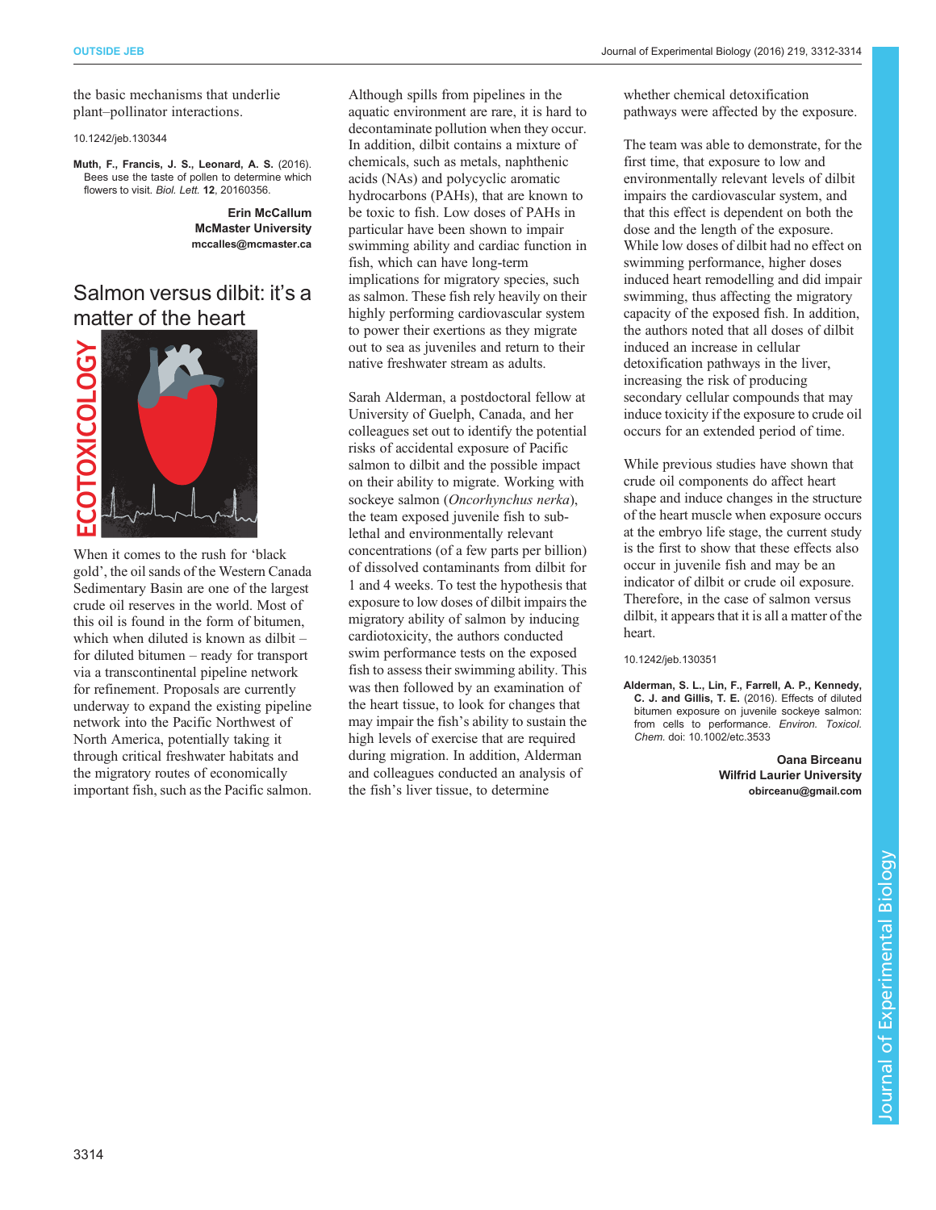the basic mechanisms that underlie plant–pollinator interactions.

10.1242/jeb.130344

**Muth, F., Francis, J. S., Leonard, A. S.** (2016). Bees use the taste of pollen to determine which flowers to visit. *Biol. Lett.* **12**, 20160356.

**Erin McCallum**
**McMaster University**
**mccalles@mcmaster.ca**

## Salmon versus dilbit: it's a matter of the heart

ECOTOXICOLOGY

When it comes to the rush for 'black gold', the oil sands of the Western Canada Sedimentary Basin are one of the largest crude oil reserves in the world. Most of this oil is found in the form of bitumen, which when diluted is known as dilbit – for diluted bitumen – ready for transport via a transcontinental pipeline network for refinement. Proposals are currently underway to expand the existing pipeline network into the Pacific Northwest of North America, potentially taking it through critical freshwater habitats and the migratory routes of economically important fish, such as the Pacific salmon. Although spills from pipelines in the aquatic environment are rare, it is hard to decontaminate pollution when they occur. In addition, dilbit contains a mixture of chemicals, such as metals, naphthenic acids (NAs) and polycyclic aromatic hydrocarbons (PAHs), that are known to be toxic to fish. Low doses of PAHs in particular have been shown to impair swimming ability and cardiac function in fish, which can have long-term implications for migratory species, such as salmon. These fish rely heavily on their highly performing cardiovascular system to power their exertions as they migrate out to sea as juveniles and return to their native freshwater stream as adults.

Sarah Alderman, a postdoctoral fellow at University of Guelph, Canada, and her colleagues set out to identify the potential risks of accidental exposure of Pacific salmon to dilbit and the possible impact on their ability to migrate. Working with sockeye salmon (*Oncorhynchus nerka*), the team exposed juvenile fish to sub-lethal and environmentally relevant concentrations (of a few parts per billion) of dissolved contaminants from dilbit for 1 and 4 weeks. To test the hypothesis that exposure to low doses of dilbit impairs the migratory ability of salmon by inducing cardiotoxicity, the authors conducted swim performance tests on the exposed fish to assess their swimming ability. This was then followed by an examination of the heart tissue, to look for changes that may impair the fish's ability to sustain the high levels of exercise that are required during migration. In addition, Alderman and colleagues conducted an analysis of the fish's liver tissue, to determine whether chemical detoxification pathways were affected by the exposure.

The team was able to demonstrate, for the first time, that exposure to low and environmentally relevant levels of dilbit impairs the cardiovascular system, and that this effect is dependent on both the dose and the length of the exposure. While low doses of dilbit had no effect on swimming performance, higher doses induced heart remodelling and did impair swimming, thus affecting the migratory capacity of the exposed fish. In addition, the authors noted that all doses of dilbit induced an increase in cellular detoxification pathways in the liver, increasing the risk of producing secondary cellular compounds that may induce toxicity if the exposure to crude oil occurs for an extended period of time.

While previous studies have shown that crude oil components do affect heart shape and induce changes in the structure of the heart muscle when exposure occurs at the embryo life stage, the current study is the first to show that these effects also occur in juvenile fish and may be an indicator of dilbit or crude oil exposure. Therefore, in the case of salmon versus dilbit, it appears that it is all a matter of the heart.

10.1242/jeb.130351

**Alderman, S. L., Lin, F., Farrell, A. P., Kennedy, C. J. and Gillis, T. E.** (2016). Effects of diluted bitumen exposure on juvenile sockeye salmon: from cells to performance. *Environ. Toxicol. Chem.* doi: 10.1002/etc.3533

**Oana Birceanu**
**Wilfrid Laurier University**
**obirceanu@gmail.com**